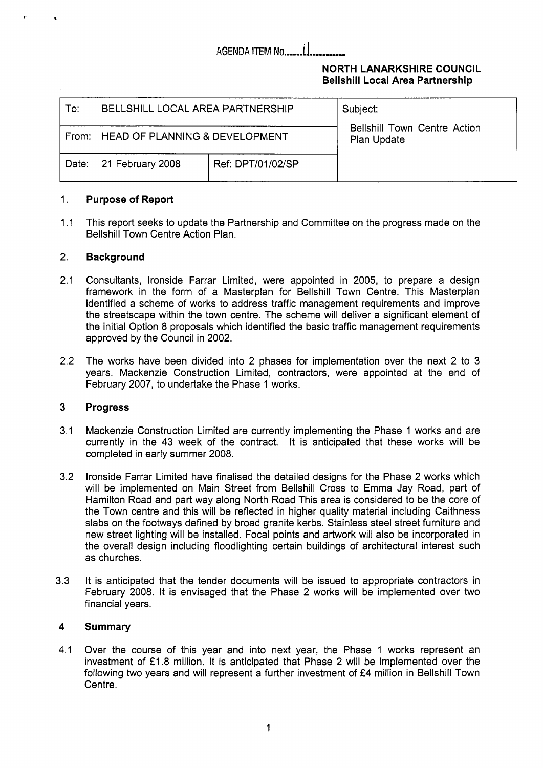AGENDA ITEM No......11..........

**NORTH LANARKSHIRE COUNCIL**
**Bellshill Local Area Partnership**

| To: BELLSHILL LOCAL AREA PARTNERSHIP | | Subject: Bellshill Town Centre Action Plan Update |
|---|---|---|
| From: HEAD OF PLANNING & DEVELOPMENT | | |
| Date: 21 February 2008 | Ref: DPT/01/02/SP | |

## 1. Purpose of Report

1.1 This report seeks to update the Partnership and Committee on the progress made on the Bellshill Town Centre Action Plan.

## 2. Background

2.1 Consultants, Ironside Farrar Limited, were appointed in 2005, to prepare a design framework in the form of a Masterplan for Bellshill Town Centre. This Masterplan identified a scheme of works to address traffic management requirements and improve the streetscape within the town centre. The scheme will deliver a significant element of the initial Option 8 proposals which identified the basic traffic management requirements approved by the Council in 2002.

2.2 The works have been divided into 2 phases for implementation over the next 2 to 3 years. Mackenzie Construction Limited, contractors, were appointed at the end of February 2007, to undertake the Phase 1 works.

## 3 Progress

3.1 Mackenzie Construction Limited are currently implementing the Phase 1 works and are currently in the 43 week of the contract. It is anticipated that these works will be completed in early summer 2008.

3.2 Ironside Farrar Limited have finalised the detailed designs for the Phase 2 works which will be implemented on Main Street from Bellshill Cross to Emma Jay Road, part of Hamilton Road and part way along North Road This area is considered to be the core of the Town centre and this will be reflected in higher quality material including Caithness slabs on the footways defined by broad granite kerbs. Stainless steel street furniture and new street lighting will be installed. Focal points and artwork will also be incorporated in the overall design including floodlighting certain buildings of architectural interest such as churches.

3.3 It is anticipated that the tender documents will be issued to appropriate contractors in February 2008. It is envisaged that the Phase 2 works will be implemented over two financial years.

## 4 Summary

4.1 Over the course of this year and into next year, the Phase 1 works represent an investment of £1.8 million. It is anticipated that Phase 2 will be implemented over the following two years and will represent a further investment of £4 million in Bellshill Town Centre.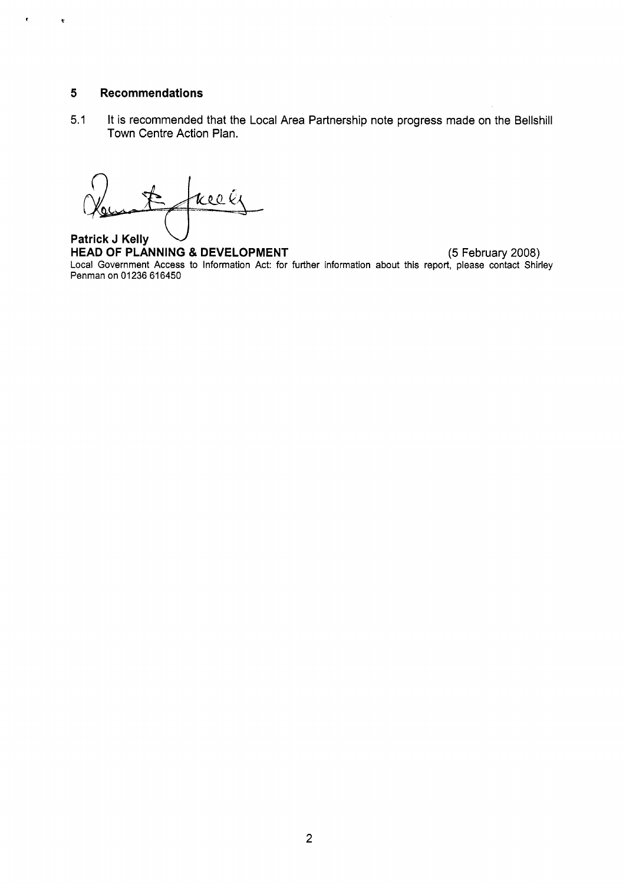## 5 Recommendations

5.1 It is recommended that the Local Area Partnership note progress made on the Bellshill Town Centre Action Plan.

**Patrick J Kelly**
**HEAD OF PLANNING & DEVELOPMENT** (5 February 2008)

Local Government Access to Information Act: for further information about this report, please contact Shirley Penman on 01236 616450